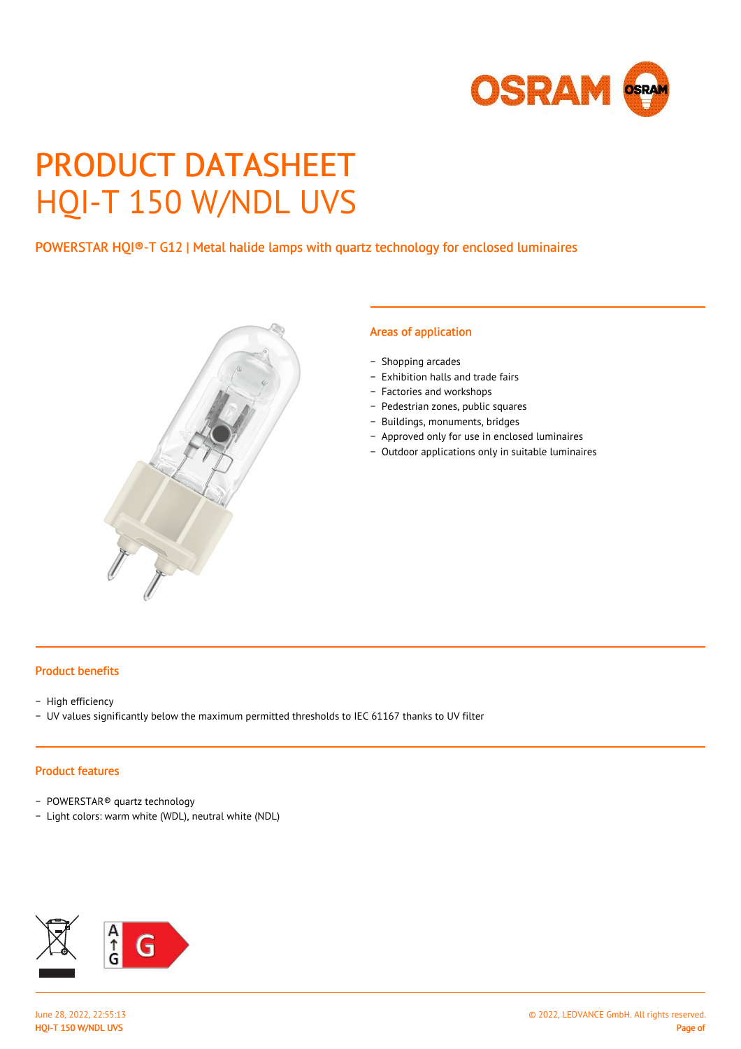# PRODUCT DATASHEET

# HQI-T 150 W/NDL UVS

POWERSTAR HQI®-T G12 | Metal halide lamps with quartz technology for enclosed luminaires

## Areas of application

- Shopping arcades
- Exhibition halls and trade fairs
- Factories and workshops
- Pedestrian zones, public squares
- Buildings, monuments, bridges
- Approved only for use in enclosed luminaires
- Outdoor applications only in suitable luminaires

## Product benefits

- High efficiency
- UV values significantly below the maximum permitted thresholds to IEC 61167 thanks to UV filter

## Product features

- POWERSTAR® quartz technology
- Light colors: warm white (WDL), neutral white (NDL)

A ↑ G G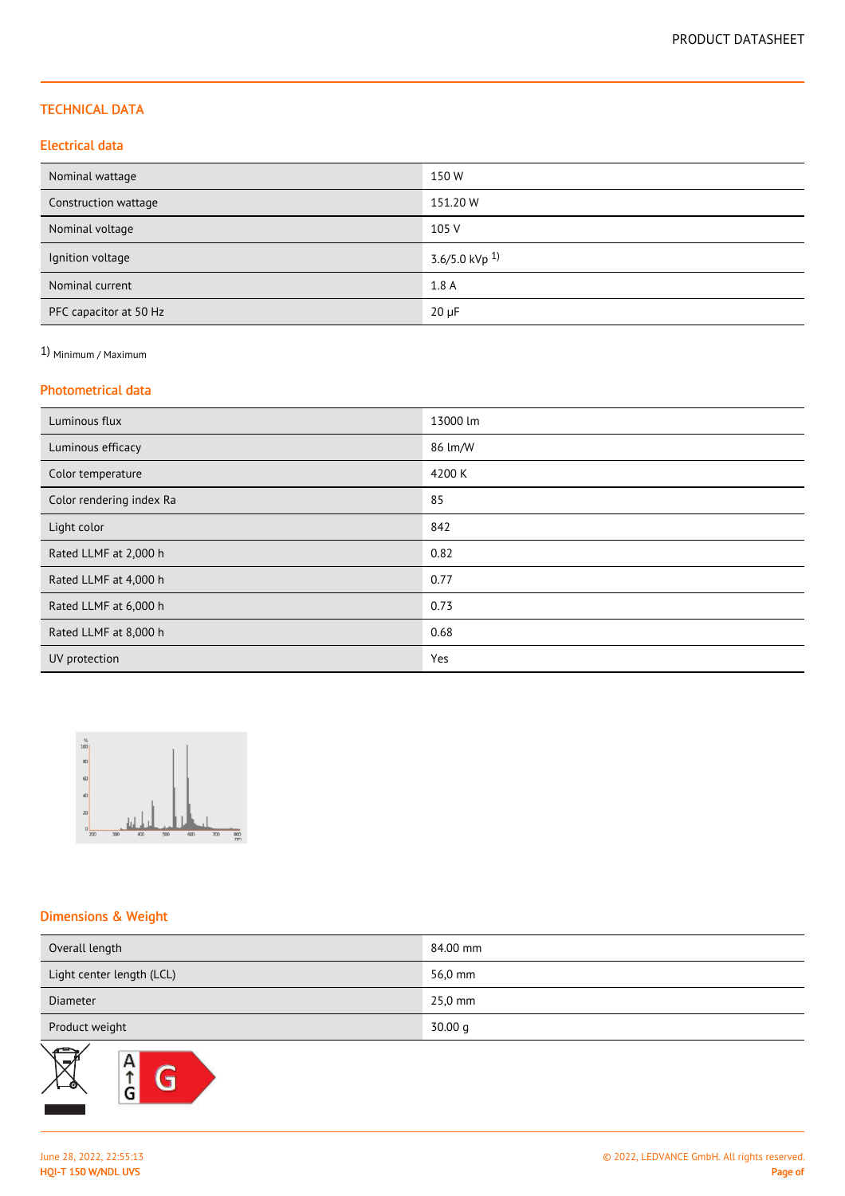## TECHNICAL DATA

### Electrical data

| | |
|---|---|
| Nominal wattage | 150 W |
| Construction wattage | 151.20 W |
| Nominal voltage | 105 V |
| Ignition voltage | 3.6/5.0 kVp [1] |
| Nominal current | 1.8 A |
| PFC capacitor at 50 Hz | 20 µF |

1) Minimum / Maximum

### Photometrical data

| | |
|---|---|
| Luminous flux | 13000 lm |
| Luminous efficacy | 86 lm/W |
| Color temperature | 4200 K |
| Color rendering index Ra | 85 |
| Light color | 842 |
| Rated LLMF at 2,000 h | 0.82 |
| Rated LLMF at 4,000 h | 0.77 |
| Rated LLMF at 6,000 h | 0.73 |
| Rated LLMF at 8,000 h | 0.68 |
| UV protection | Yes |

### Dimensions & Weight

| | |
|---|---|
| Overall length | 84.00 mm |
| Light center length (LCL) | 56,0 mm |
| Diameter | 25,0 mm |
| Product weight | 30.00 g |

A ↑ G G

June 28, 2022, 22:55:13
HQI-T 150 W/NDL UVS

© 2022, LEDVANCE GmbH. All rights reserved.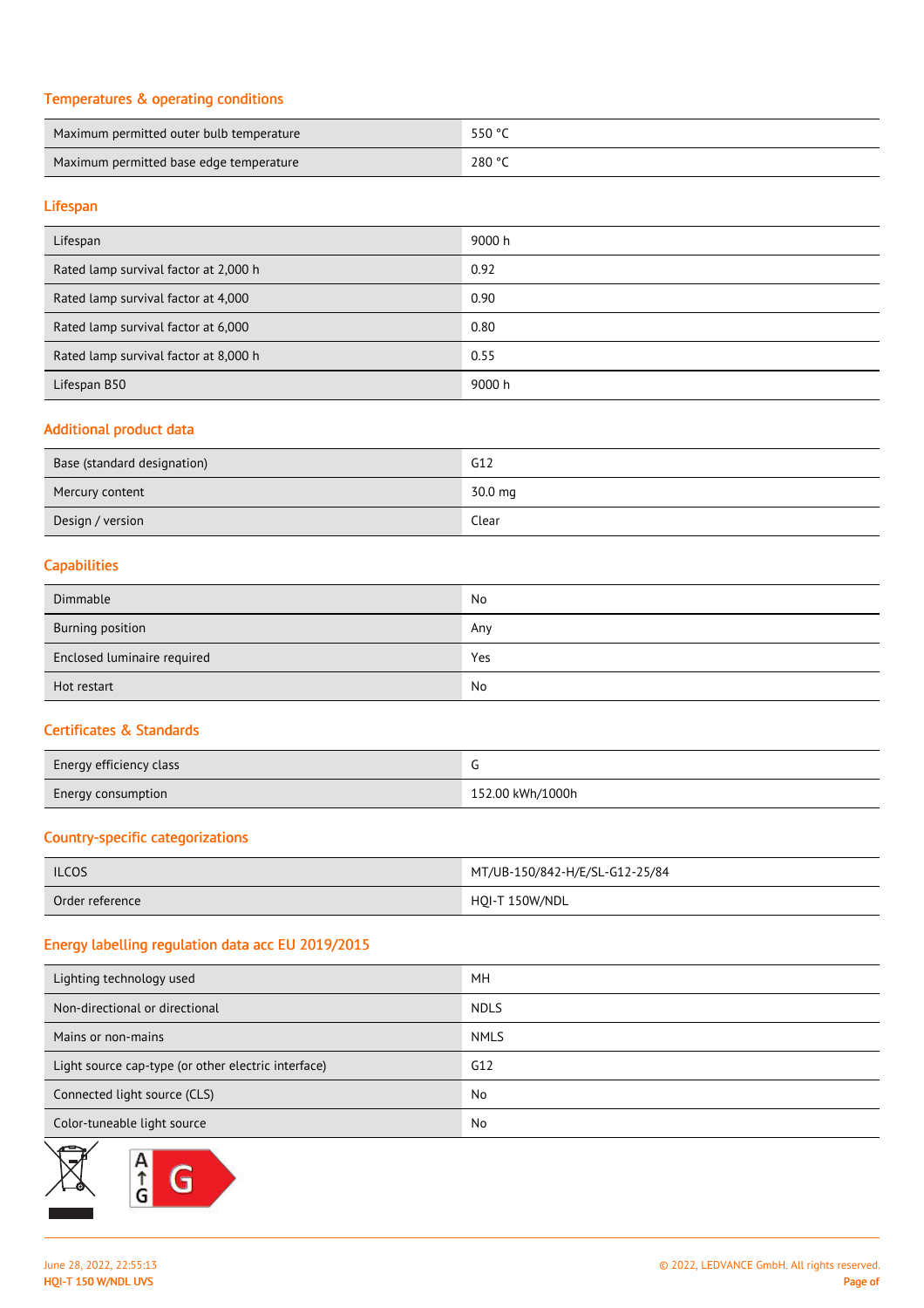## Temperatures & operating conditions

| | |
|---|---|
| Maximum permitted outer bulb temperature | 550 °C |
| Maximum permitted base edge temperature | 280 °C |

## Lifespan

| | |
|---|---|
| Lifespan | 9000 h |
| Rated lamp survival factor at 2,000 h | 0.92 |
| Rated lamp survival factor at 4,000 | 0.90 |
| Rated lamp survival factor at 6,000 | 0.80 |
| Rated lamp survival factor at 8,000 h | 0.55 |
| Lifespan B50 | 9000 h |

## Additional product data

| | |
|---|---|
| Base (standard designation) | G12 |
| Mercury content | 30.0 mg |
| Design / version | Clear |

## Capabilities

| | |
|---|---|
| Dimmable | No |
| Burning position | Any |
| Enclosed luminaire required | Yes |
| Hot restart | No |

## Certificates & Standards

| | |
|---|---|
| Energy efficiency class | G |
| Energy consumption | 152.00 kWh/1000h |

## Country-specific categorizations

| | |
|---|---|
| ILCOS | MT/UB-150/842-H/E/SL-G12-25/84 |
| Order reference | HQI-T 150W/NDL |

## Energy labelling regulation data acc EU 2019/2015

| | |
|---|---|
| Lighting technology used | MH |
| Non-directional or directional | NDLS |
| Mains or non-mains | NMLS |
| Light source cap-type (or other electric interface) | G12 |
| Connected light source (CLS) | No |
| Color-tuneable light source | No |

A ↑ G  G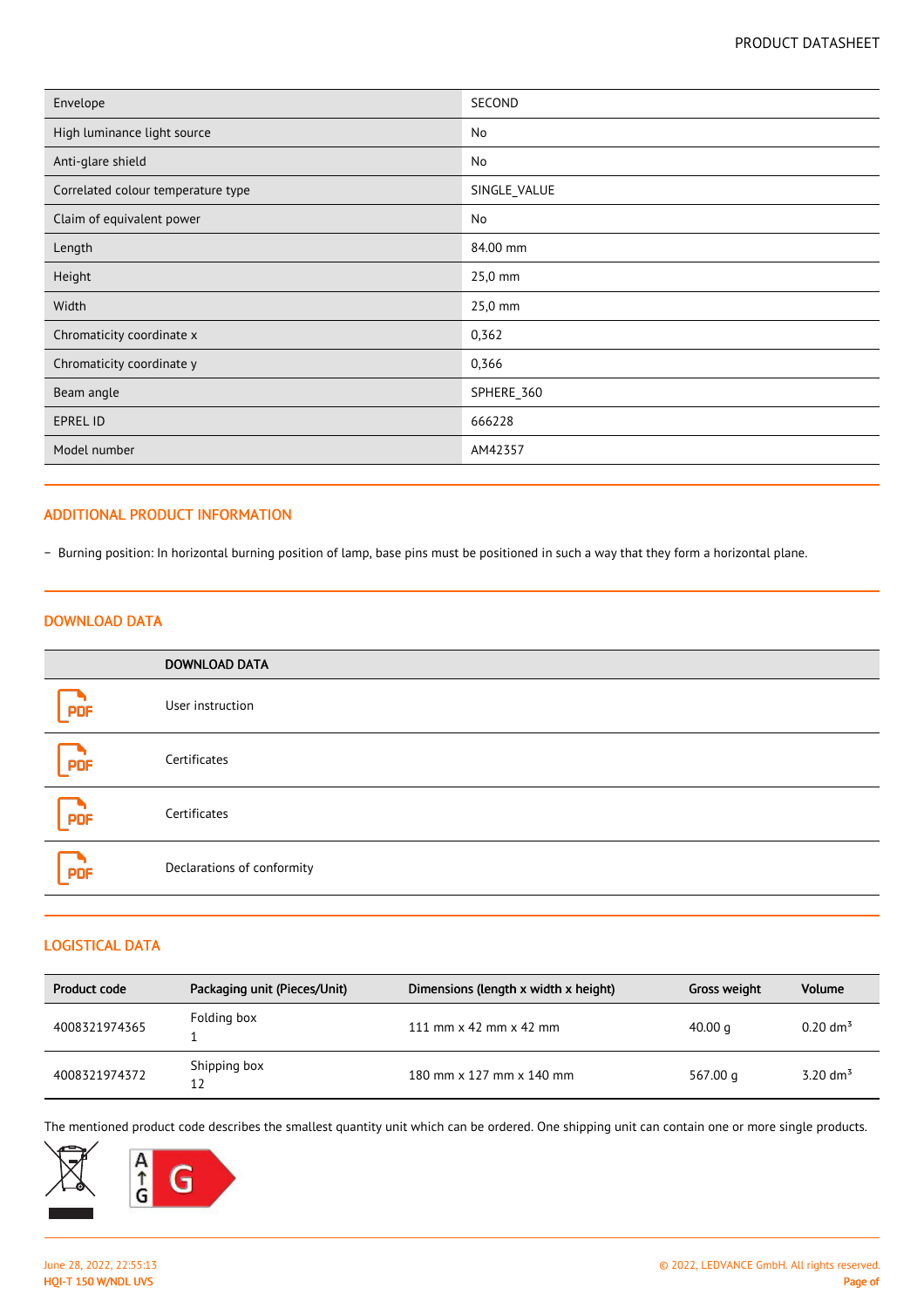| | |
|---|---|
| Envelope | SECOND |
| High luminance light source | No |
| Anti-glare shield | No |
| Correlated colour temperature type | SINGLE_VALUE |
| Claim of equivalent power | No |
| Length | 84.00 mm |
| Height | 25,0 mm |
| Width | 25,0 mm |
| Chromaticity coordinate x | 0,362 |
| Chromaticity coordinate y | 0,366 |
| Beam angle | SPHERE_360 |
| EPREL ID | 666228 |
| Model number | AM42357 |

## ADDITIONAL PRODUCT INFORMATION

- Burning position: In horizontal burning position of lamp, base pins must be positioned in such a way that they form a horizontal plane.

## DOWNLOAD DATA

| | DOWNLOAD DATA |
|---|---|
| PDF | User instruction |
| PDF | Certificates |
| PDF | Certificates |
| PDF | Declarations of conformity |

## LOGISTICAL DATA

| Product code | Packaging unit (Pieces/Unit) | Dimensions (length x width x height) | Gross weight | Volume |
|---|---|---|---|---|
| 4008321974365 | Folding box 1 | 111 mm x 42 mm x 42 mm | 40.00 g | 0.20 dm³ |
| 4008321974372 | Shipping box 12 | 180 mm x 127 mm x 140 mm | 567.00 g | 3.20 dm³ |

The mentioned product code describes the smallest quantity unit which can be ordered. One shipping unit can contain one or more single products.

A ↑ G G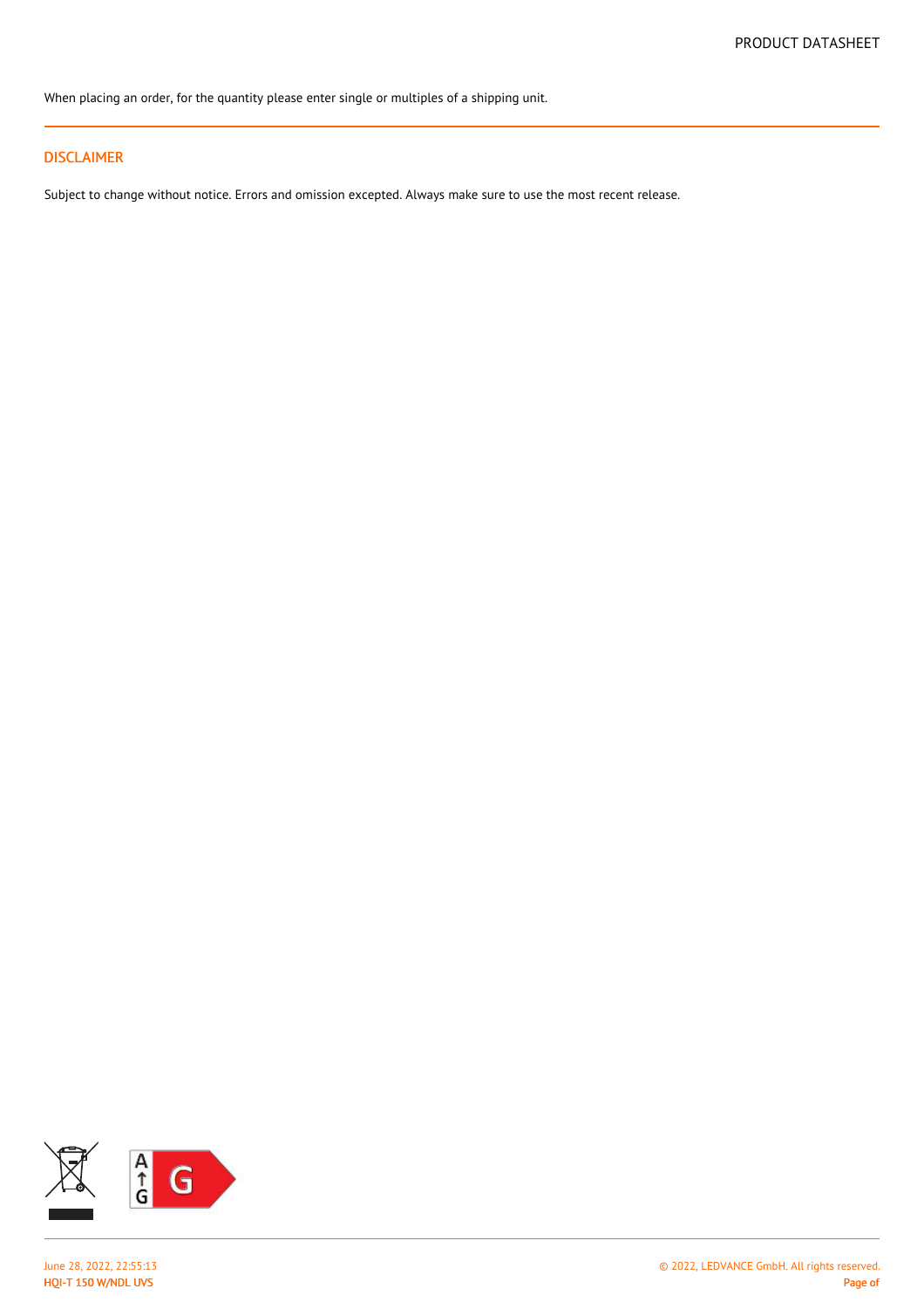When placing an order, for the quantity please enter single or multiples of a shipping unit.

## DISCLAIMER

Subject to change without notice. Errors and omission excepted. Always make sure to use the most recent release.